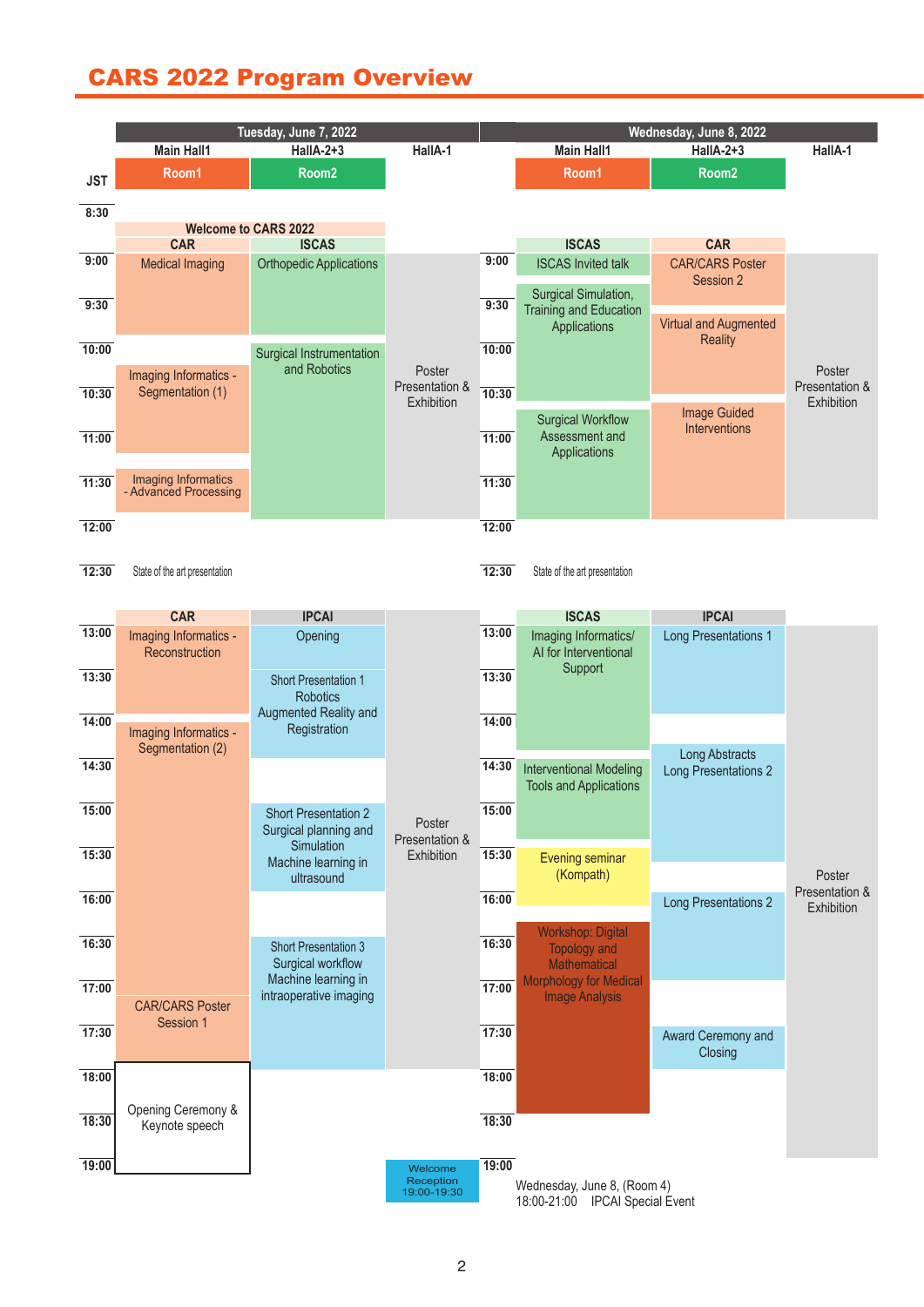# CARS 2022 Program Overview

## Tuesday, June 7, 2022

| JST | Main Hall1 – Room1 | HallA-2+3 – Room2 | HallA-1 |
| --- | --- | --- | --- |
| 8:30 | Welcome to CARS 2022 | | |
| 9:00 | CAR: Medical Imaging | ISCAS: Orthopedic Applications | Poster Presentation & Exhibition |
| 10:00 | | Surgical Instrumentation and Robotics | |
| 10:15 | Imaging Informatics - Segmentation (1) | | |
| 11:30 | Imaging Informatics - Advanced Processing | | |
| 12:30 | State of the art presentation | | |
| 13:00 | CAR: Imaging Informatics - Reconstruction | IPCAI: Opening | Poster Presentation & Exhibition |
| 13:30 | | Short Presentation 1 Robotics Augmented Reality and Registration | |
| 14:00 | Imaging Informatics - Segmentation (2) | | |
| 14:45 | | Short Presentation 2 Surgical planning and Simulation Machine learning in ultrasound | |
| 16:30 | | Short Presentation 3 Surgical workflow Machine learning in intraoperative imaging | |
| 17:00 | CAR/CARS Poster Session 1 | | |
| 18:00 | Opening Ceremony & Keynote speech | | |
| 19:00 | | | Welcome Reception 19:00-19:30 |

## Wednesday, June 8, 2022

| JST | Main Hall1 – Room1 | HallA-2+3 – Room2 | HallA-1 |
| --- | --- | --- | --- |
| 9:00 | ISCAS: ISCAS Invited talk | CAR: CAR/CARS Poster Session 2 | Poster Presentation & Exhibition |
| 9:15 | Surgical Simulation, Training and Education Applications | | |
| 9:40 | | Virtual and Augmented Reality | |
| 10:30 | Surgical Workflow Assessment and Applications | Image Guided Interventions | |
| 12:30 | State of the art presentation | | |
| 13:00 | ISCAS: Imaging Informatics/ AI for Interventional Support | IPCAI: Long Presentations 1 | Poster Presentation & Exhibition |
| 14:15 | | Long Abstracts Long Presentations 2 | |
| 14:30 | Interventional Modeling Tools and Applications | | |
| 15:30 | Evening seminar (Kompath) | | |
| 16:00 | | Long Presentations 2 | |
| 16:15 | Workshop: Digital Topology and Mathematical Morphology for Medical Image Analysis | | |
| 17:30 | | Award Ceremony and Closing | |

Wednesday, June 8, (Room 4)
18:00-21:00 IPCAI Special Event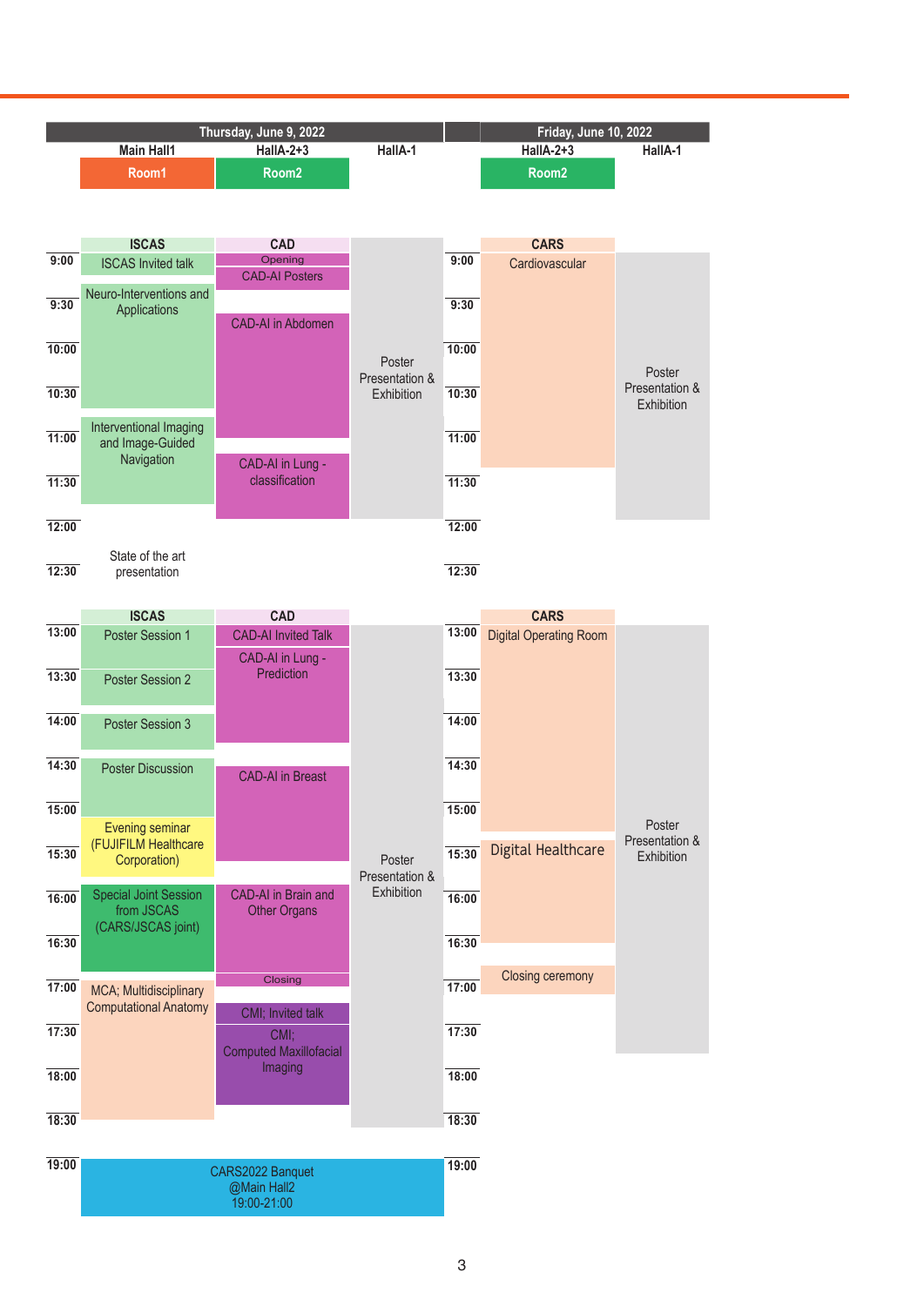| Time | Thursday, June 9, 2022 — Main Hall1 (Room1) | Thursday, June 9, 2022 — HallA-2+3 (Room2) | Thursday, June 9, 2022 — HallA-1 | Time | Friday, June 10, 2022 — HallA-2+3 (Room2) | Friday, June 10, 2022 — HallA-1 |
|---|---|---|---|---|---|---|
| | ISCAS | CAD | | | CARS | |
| 9:00 | ISCAS Invited talk | Opening; CAD-AI Posters | Poster Presentation & Exhibition | 9:00 | Cardiovascular | Poster Presentation & Exhibition |
| 9:30 | Neuro-Interventions and Applications | CAD-AI in Abdomen | | 9:30 | | |
| 10:00 | | | | 10:00 | | |
| 10:30 | | | | 10:30 | | |
| 11:00 | Interventional Imaging and Image-Guided Navigation | CAD-AI in Lung - classification | | 11:00 | | |
| 11:30 | | | | 11:30 | | |
| 12:00 | State of the art presentation | | | 12:00 | | |
| 12:30 | | | | 12:30 | | |
| | ISCAS | CAD | | | CARS | |
| 13:00 | Poster Session 1 | CAD-AI Invited Talk; CAD-AI in Lung - Prediction | Poster Presentation & Exhibition | 13:00 | Digital Operating Room | Poster Presentation & Exhibition |
| 13:30 | Poster Session 2 | | | 13:30 | | |
| 14:00 | Poster Session 3 | | | 14:00 | | |
| 14:30 | Poster Discussion | CAD-AI in Breast | | 14:30 | | |
| 15:00 | Evening seminar (FUJIFILM Healthcare Corporation) | | | 15:00 | | |
| 15:30 | | | | 15:30 | Digital Healthcare | |
| 16:00 | Special Joint Session from JSCAS (CARS/JSCAS joint) | CAD-AI in Brain and Other Organs | | 16:00 | | |
| 16:30 | | Closing | | 16:30 | Closing ceremony | |
| 17:00 | MCA; Multidisciplinary Computational Anatomy | CMI; Invited talk | | 17:00 | | |
| 17:30 | | CMI; Computed Maxillofacial Imaging | | 17:30 | | |
| 18:00 | | | | 18:00 | | |
| 18:30 | | | | 18:30 | | |
| 19:00 | CARS2022 Banquet @Main Hall2 19:00-21:00 | | | 19:00 | | |